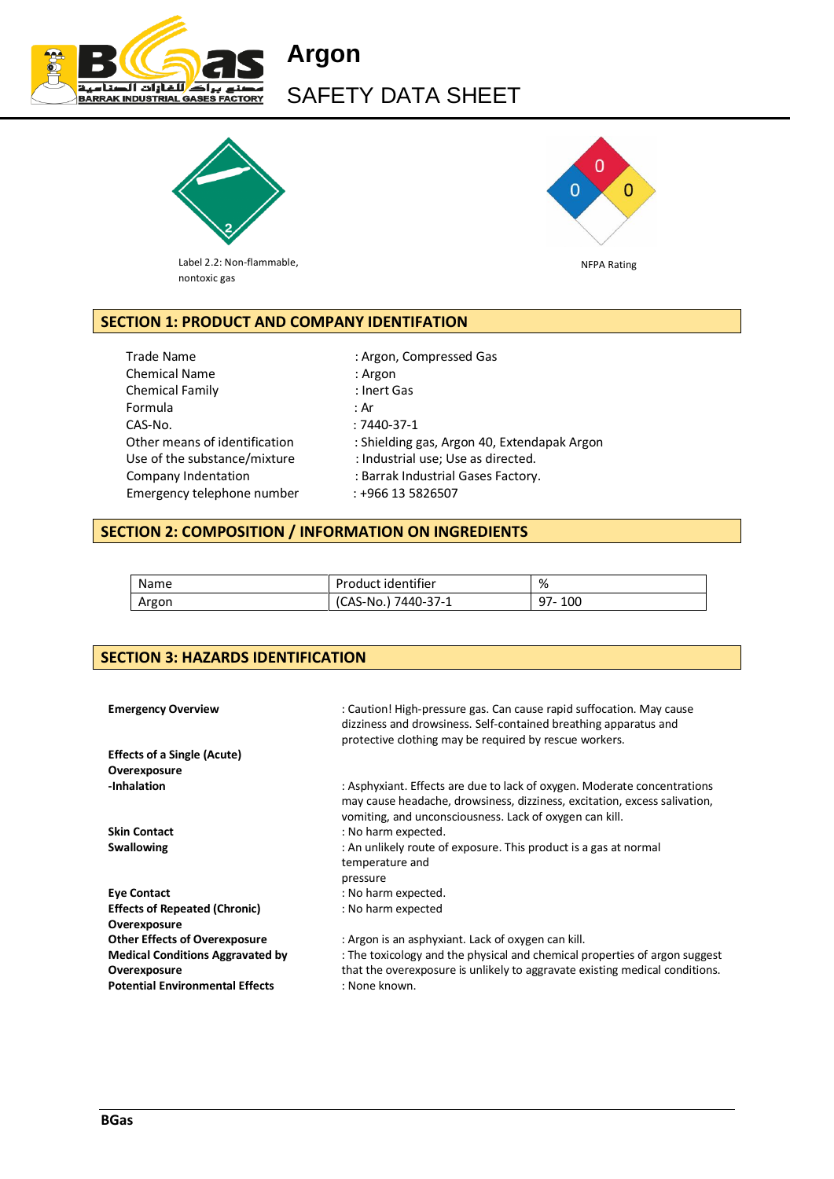# Argon

## SAFETY DATA SHEET

Label 2.2: Non-flammable, nontoxic gas

NFPA Rating

## SECTION 1: PRODUCT AND COMPANY IDENTIFATION

| | |
|---|---|
| Trade Name | : Argon, Compressed Gas |
| Chemical Name | : Argon |
| Chemical Family | : Inert Gas |
| Formula | : Ar |
| CAS-No. | : 7440-37-1 |
| Other means of identification | : Shielding gas, Argon 40, Extendapak Argon |
| Use of the substance/mixture | : Industrial use; Use as directed. |
| Company Indentation | : Barrak Industrial Gases Factory. |
| Emergency telephone number | : +966 13 5826507 |

## SECTION 2: COMPOSITION / INFORMATION ON INGREDIENTS

| Name | Product identifier | % |
|---|---|---|
| Argon | (CAS-No.) 7440-37-1 | 97- 100 |

## SECTION 3: HAZARDS IDENTIFICATION

**Emergency Overview** : Caution! High-pressure gas. Can cause rapid suffocation. May cause dizziness and drowsiness. Self-contained breathing apparatus and protective clothing may be required by rescue workers.

**Effects of a Single (Acute) Overexposure**

**-Inhalation** : Asphyxiant. Effects are due to lack of oxygen. Moderate concentrations may cause headache, drowsiness, dizziness, excitation, excess salivation, vomiting, and unconsciousness. Lack of oxygen can kill.

**Skin Contact** : No harm expected.

**Swallowing** : An unlikely route of exposure. This product is a gas at normal temperature and pressure

**Eye Contact** : No harm expected.

**Effects of Repeated (Chronic) Overexposure** : No harm expected

**Other Effects of Overexposure** : Argon is an asphyxiant. Lack of oxygen can kill.

**Medical Conditions Aggravated by Overexposure** : The toxicology and the physical and chemical properties of argon suggest that the overexposure is unlikely to aggravate existing medical conditions.

**Potential Environmental Effects** : None known.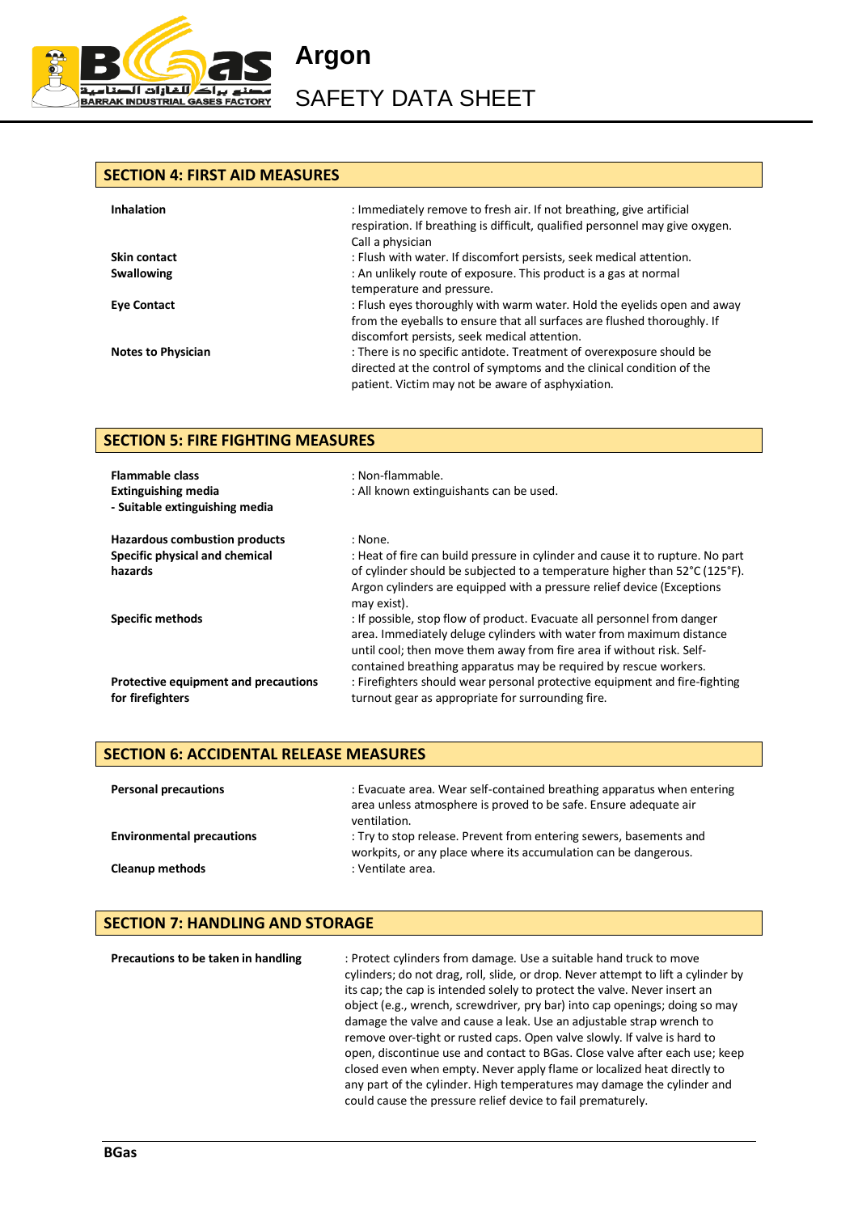## SECTION 4: FIRST AID MEASURES

| | |
|---|---|
| **Inhalation** | : Immediately remove to fresh air. If not breathing, give artificial respiration. If breathing is difficult, qualified personnel may give oxygen. Call a physician |
| **Skin contact** | : Flush with water. If discomfort persists, seek medical attention. |
| **Swallowing** | : An unlikely route of exposure. This product is a gas at normal temperature and pressure. |
| **Eye Contact** | : Flush eyes thoroughly with warm water. Hold the eyelids open and away from the eyeballs to ensure that all surfaces are flushed thoroughly. If discomfort persists, seek medical attention. |
| **Notes to Physician** | : There is no specific antidote. Treatment of overexposure should be directed at the control of symptoms and the clinical condition of the patient. Victim may not be aware of asphyxiation. |

## SECTION 5: FIRE FIGHTING MEASURES

| | |
|---|---|
| **Flammable class** | : Non-flammable. |
| **Extinguishing media** | : All known extinguishants can be used. |
| **- Suitable extinguishing media** | |
| **Hazardous combustion products** | : None. |
| **Specific physical and chemical hazards** | : Heat of fire can build pressure in cylinder and cause it to rupture. No part of cylinder should be subjected to a temperature higher than 52°C (125°F). Argon cylinders are equipped with a pressure relief device (Exceptions may exist). |
| **Specific methods** | : If possible, stop flow of product. Evacuate all personnel from danger area. Immediately deluge cylinders with water from maximum distance until cool; then move them away from fire area if without risk. Self-contained breathing apparatus may be required by rescue workers. |
| **Protective equipment and precautions for firefighters** | : Firefighters should wear personal protective equipment and fire-fighting turnout gear as appropriate for surrounding fire. |

## SECTION 6: ACCIDENTAL RELEASE MEASURES

| | |
|---|---|
| **Personal precautions** | : Evacuate area. Wear self-contained breathing apparatus when entering area unless atmosphere is proved to be safe. Ensure adequate air ventilation. |
| **Environmental precautions** | : Try to stop release. Prevent from entering sewers, basements and workpits, or any place where its accumulation can be dangerous. |
| **Cleanup methods** | : Ventilate area. |

## SECTION 7: HANDLING AND STORAGE

| | |
|---|---|
| **Precautions to be taken in handling** | : Protect cylinders from damage. Use a suitable hand truck to move cylinders; do not drag, roll, slide, or drop. Never attempt to lift a cylinder by its cap; the cap is intended solely to protect the valve. Never insert an object (e.g., wrench, screwdriver, pry bar) into cap openings; doing so may damage the valve and cause a leak. Use an adjustable strap wrench to remove over-tight or rusted caps. Open valve slowly. If valve is hard to open, discontinue use and contact to BGas. Close valve after each use; keep closed even when empty. Never apply flame or localized heat directly to any part of the cylinder. High temperatures may damage the cylinder and could cause the pressure relief device to fail prematurely. |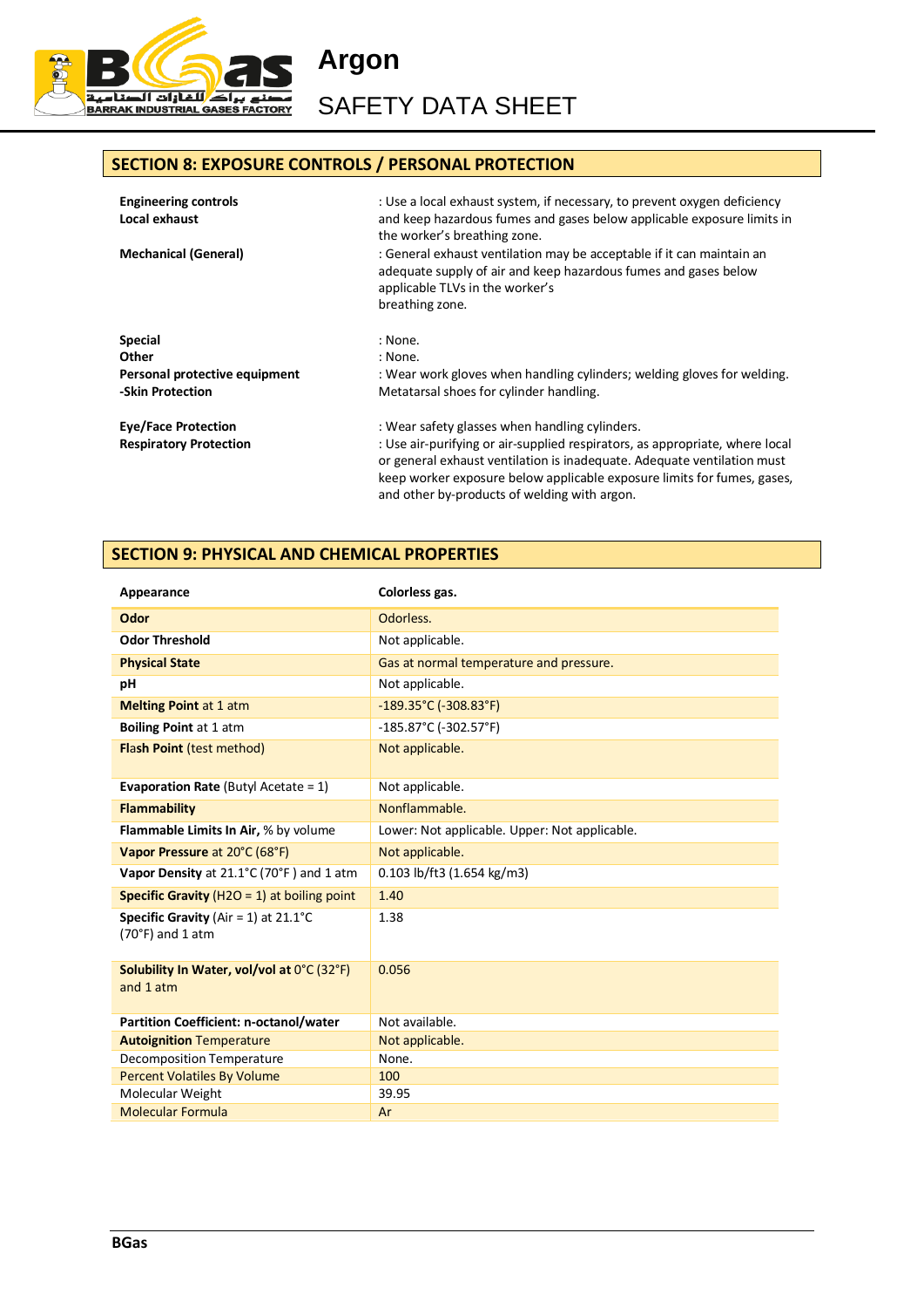## SECTION 8: EXPOSURE CONTROLS / PERSONAL PROTECTION

**Engineering controls**
**Local exhaust** : Use a local exhaust system, if necessary, to prevent oxygen deficiency and keep hazardous fumes and gases below applicable exposure limits in the worker's breathing zone.

**Mechanical (General)** : General exhaust ventilation may be acceptable if it can maintain an adequate supply of air and keep hazardous fumes and gases below applicable TLVs in the worker's breathing zone.

**Special** : None.
**Other** : None.
**Personal protective equipment**
**-Skin Protection** : Wear work gloves when handling cylinders; welding gloves for welding. Metatarsal shoes for cylinder handling.

**Eye/Face Protection** : Wear safety glasses when handling cylinders.
**Respiratory Protection** : Use air-purifying or air-supplied respirators, as appropriate, where local or general exhaust ventilation is inadequate. Adequate ventilation must keep worker exposure below applicable exposure limits for fumes, gases, and other by-products of welding with argon.

## SECTION 9: PHYSICAL AND CHEMICAL PROPERTIES

| **Appearance** | **Colorless gas.** |
|---|---|
| **Odor** | Odorless. |
| **Odor Threshold** | Not applicable. |
| **Physical State** | Gas at normal temperature and pressure. |
| **pH** | Not applicable. |
| **Melting Point** at 1 atm | -189.35°C (-308.83°F) |
| **Boiling Point** at 1 atm | -185.87°C (-302.57°F) |
| **Flash Point** (test method) | Not applicable. |
| **Evaporation Rate** (Butyl Acetate = 1) | Not applicable. |
| **Flammability** | Nonflammable. |
| **Flammable Limits In Air,** % by volume | Lower: Not applicable. Upper: Not applicable. |
| **Vapor Pressure** at 20°C (68°F) | Not applicable. |
| **Vapor Density** at 21.1°C (70°F ) and 1 atm | 0.103 lb/ft3 (1.654 kg/m3) |
| **Specific Gravity** ($H_2O$ = 1) at boiling point | 1.40 |
| **Specific Gravity** (Air = 1) at 21.1°C (70°F) and 1 atm | 1.38 |
| **Solubility In Water, vol/vol at** 0°C (32°F) and 1 atm | 0.056 |
| **Partition Coefficient: n-octanol/water** | Not available. |
| **Autoignition** Temperature | Not applicable. |
| Decomposition Temperature | None. |
| Percent Volatiles By Volume | 100 |
| Molecular Weight | 39.95 |
| Molecular Formula | Ar |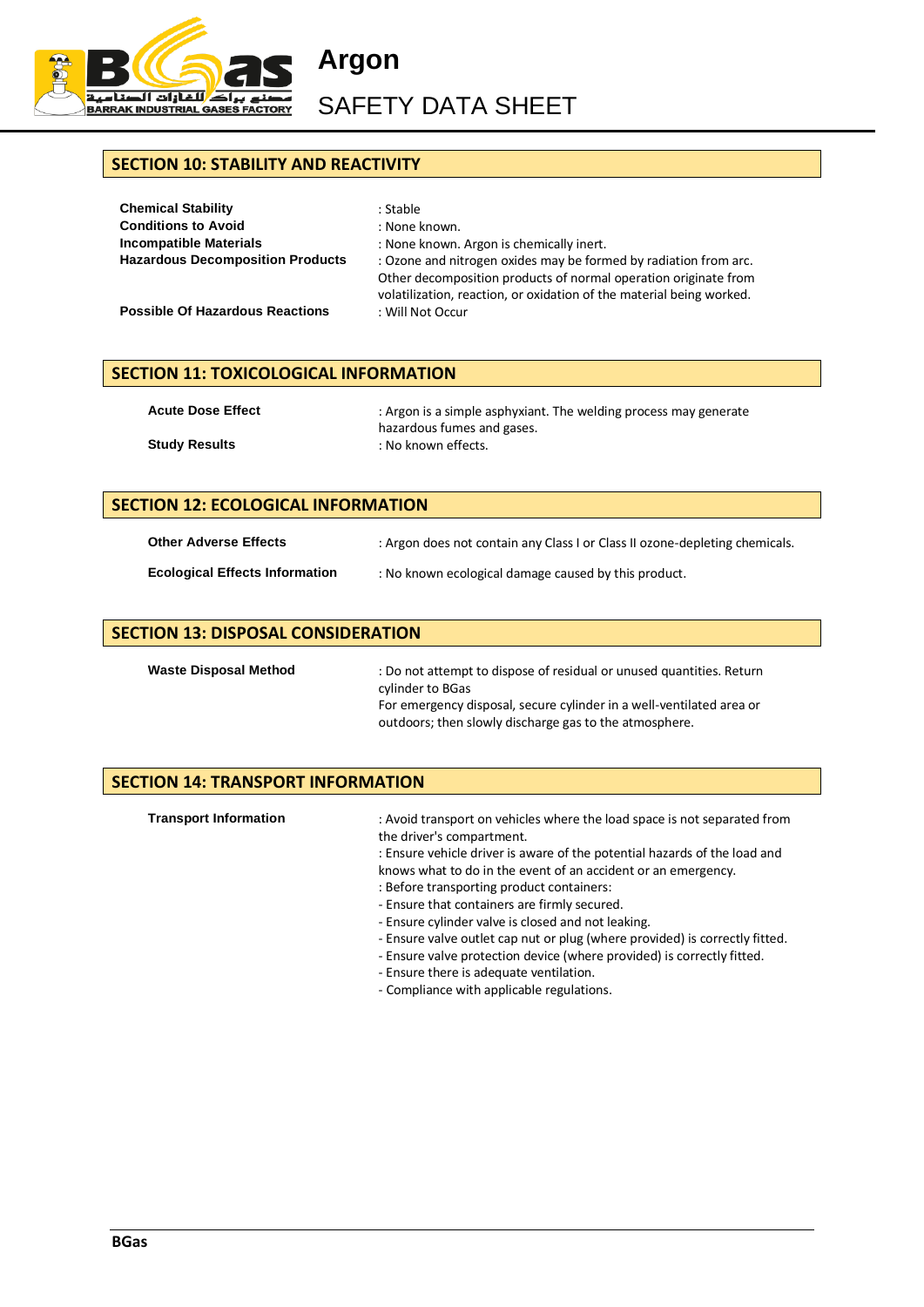## SECTION 10: STABILITY AND REACTIVITY

**Chemical Stability** : Stable

**Conditions to Avoid** : None known.

**Incompatible Materials** : None known. Argon is chemically inert.

**Hazardous Decomposition Products** : Ozone and nitrogen oxides may be formed by radiation from arc. Other decomposition products of normal operation originate from volatilization, reaction, or oxidation of the material being worked.

**Possible Of Hazardous Reactions** : Will Not Occur

## SECTION 11: TOXICOLOGICAL INFORMATION

**Acute Dose Effect** : Argon is a simple asphyxiant. The welding process may generate hazardous fumes and gases.

**Study Results** : No known effects.

## SECTION 12: ECOLOGICAL INFORMATION

**Other Adverse Effects** : Argon does not contain any Class I or Class II ozone-depleting chemicals.

**Ecological Effects Information** : No known ecological damage caused by this product.

## SECTION 13: DISPOSAL CONSIDERATION

**Waste Disposal Method** : Do not attempt to dispose of residual or unused quantities. Return cylinder to BGas
For emergency disposal, secure cylinder in a well-ventilated area or outdoors; then slowly discharge gas to the atmosphere.

## SECTION 14: TRANSPORT INFORMATION

**Transport Information** : Avoid transport on vehicles where the load space is not separated from the driver's compartment.
: Ensure vehicle driver is aware of the potential hazards of the load and knows what to do in the event of an accident or an emergency.
: Before transporting product containers:
- Ensure that containers are firmly secured.
- Ensure cylinder valve is closed and not leaking.
- Ensure valve outlet cap nut or plug (where provided) is correctly fitted.
- Ensure valve protection device (where provided) is correctly fitted.
- Ensure there is adequate ventilation.
- Compliance with applicable regulations.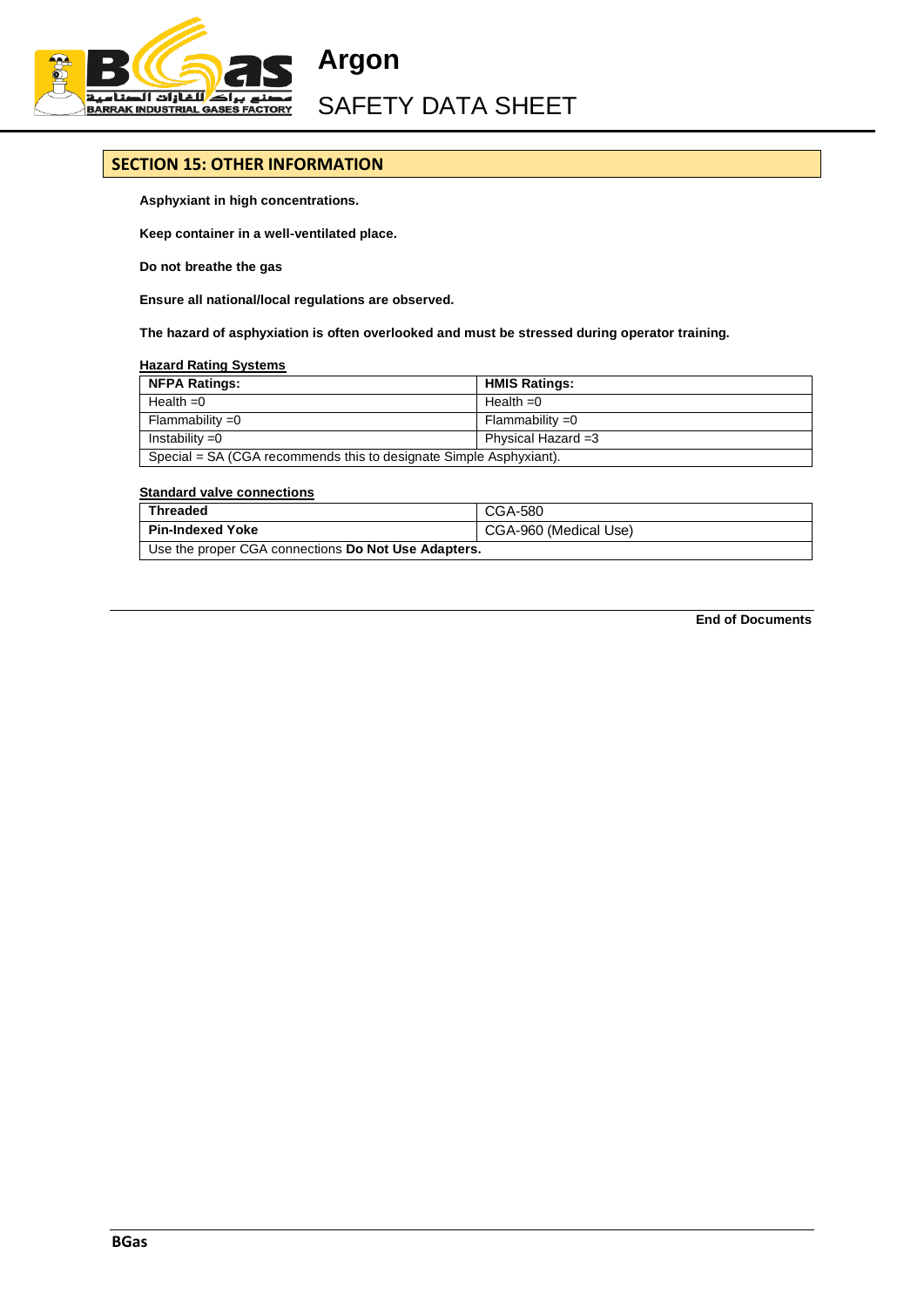## SECTION 15: OTHER INFORMATION

**Asphyxiant in high concentrations.**

**Keep container in a well-ventilated place.**

**Do not breathe the gas**

**Ensure all national/local regulations are observed.**

**The hazard of asphyxiation is often overlooked and must be stressed during operator training.**

**Hazard Rating Systems**

| **NFPA Ratings:** | **HMIS Ratings:** |
|---|---|
| Health =0 | Health =0 |
| Flammability =0 | Flammability =0 |
| Instability =0 | Physical Hazard =3 |
| Special = SA (CGA recommends this to designate Simple Asphyxiant). | |

**Standard valve connections**

| **Threaded** | CGA-580 |
|---|---|
| **Pin-Indexed Yoke** | CGA-960 (Medical Use) |
| Use the proper CGA connections **Do Not Use Adapters.** | |

**End of Documents**